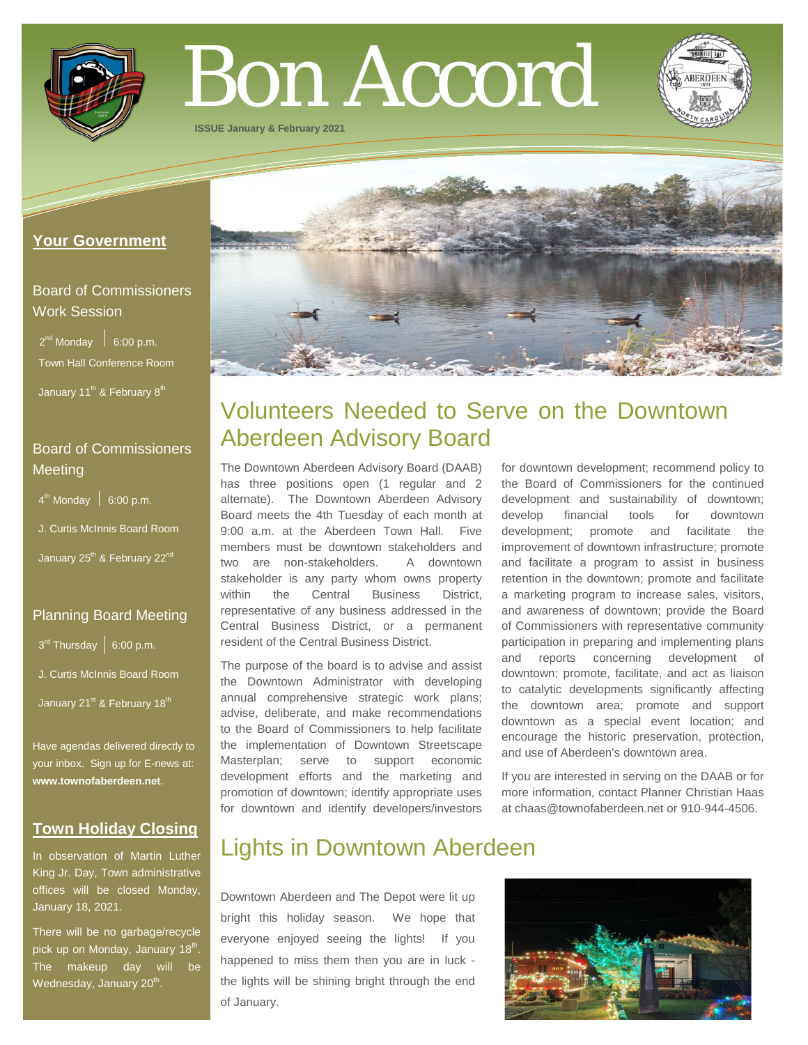# Bon Accord

ISSUE January & February 2021

## Your Government

### Board of Commissioners Work Session

2nd Monday | 6:00 p.m.

Town Hall Conference Room

January 11th & February 8th

### Board of Commissioners Meeting

4th Monday | 6:00 p.m.

J. Curtis McInnis Board Room

January 25th & February 22nd

### Planning Board Meeting

3rd Thursday | 6:00 p.m.

J. Curtis McInnis Board Room

January 21st & February 18th

Have agendas delivered directly to your inbox. Sign up for E-news at: **www.townofaberdeen.net**.

## Town Holiday Closing

In observation of Martin Luther King Jr. Day, Town administrative offices will be closed Monday, January 18, 2021.

There will be no garbage/recycle pick up on Monday, January 18th. The makeup day will be Wednesday, January 20th.

## Volunteers Needed to Serve on the Downtown Aberdeen Advisory Board

The Downtown Aberdeen Advisory Board (DAAB) has three positions open (1 regular and 2 alternate). The Downtown Aberdeen Advisory Board meets the 4th Tuesday of each month at 9:00 a.m. at the Aberdeen Town Hall. Five members must be downtown stakeholders and two are non-stakeholders. A downtown stakeholder is any party whom owns property within the Central Business District, representative of any business addressed in the Central Business District, or a permanent resident of the Central Business District.

The purpose of the board is to advise and assist the Downtown Administrator with developing annual comprehensive strategic work plans; advise, deliberate, and make recommendations to the Board of Commissioners to help facilitate the implementation of Downtown Streetscape Masterplan; serve to support economic development efforts and the marketing and promotion of downtown; identify appropriate uses for downtown and identify developers/investors for downtown development; recommend policy to the Board of Commissioners for the continued development and sustainability of downtown; develop financial tools for downtown development; promote and facilitate the improvement of downtown infrastructure; promote and facilitate a program to assist in business retention in the downtown; promote and facilitate a marketing program to increase sales, visitors, and awareness of downtown; provide the Board of Commissioners with representative community participation in preparing and implementing plans and reports concerning development of downtown; promote, facilitate, and act as liaison to catalytic developments significantly affecting the downtown area; promote and support downtown as a special event location; and encourage the historic preservation, protection, and use of Aberdeen's downtown area.

If you are interested in serving on the DAAB or for more information, contact Planner Christian Haas at chaas@townofaberdeen.net or 910-944-4506.

## Lights in Downtown Aberdeen

Downtown Aberdeen and The Depot were lit up bright this holiday season. We hope that everyone enjoyed seeing the lights! If you happened to miss them then you are in luck - the lights will be shining bright through the end of January.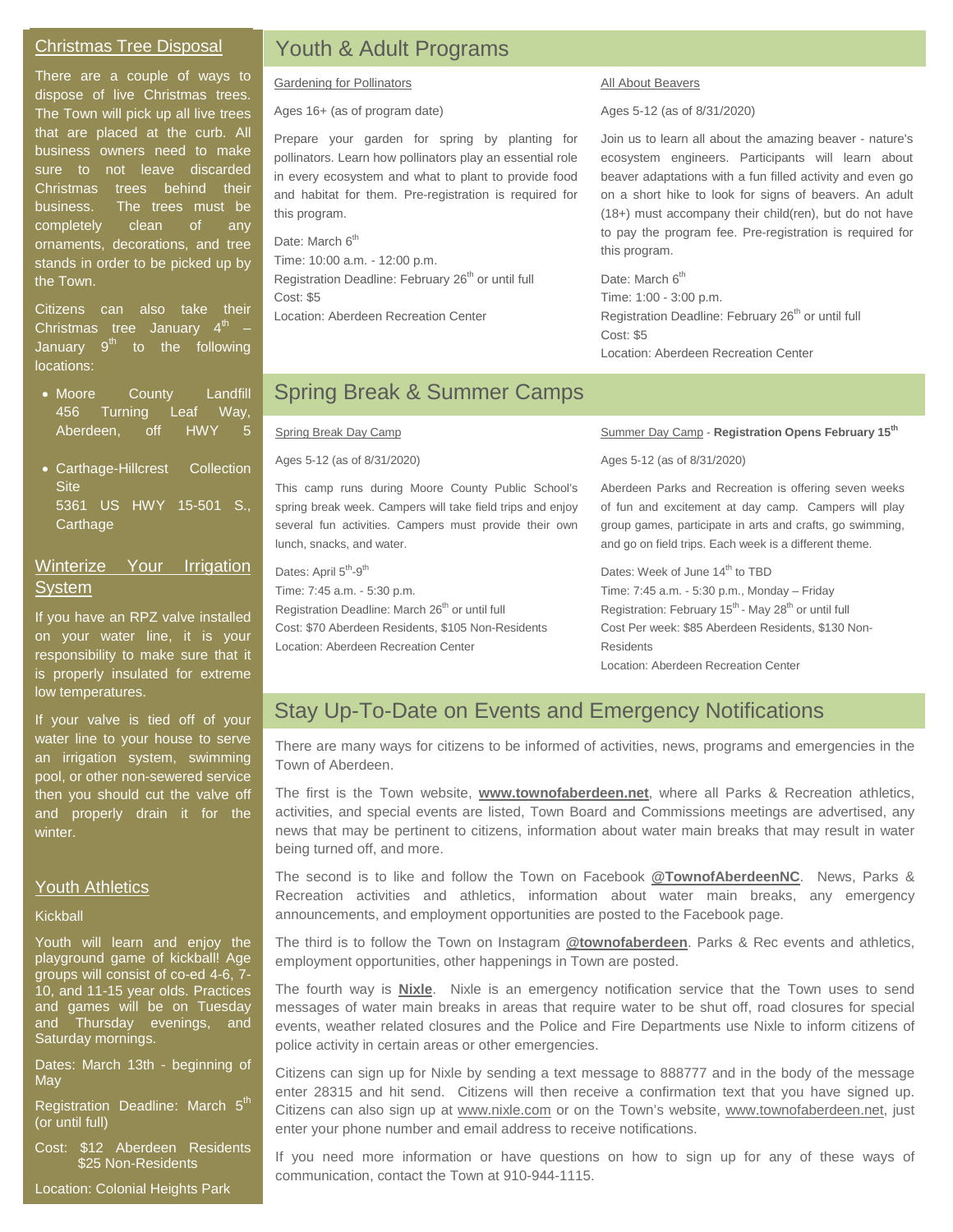## Christmas Tree Disposal

There are a couple of ways to dispose of live Christmas trees. The Town will pick up all live trees that are placed at the curb. All business owners need to make sure to not leave discarded Christmas trees behind their business. The trees must be completely clean of any ornaments, decorations, and tree stands in order to be picked up by the Town.

Citizens can also take their Christmas tree January 4th – January 9th to the following locations:

- Moore County Landfill 456 Turning Leaf Way, Aberdeen, off HWY 5
- Carthage-Hillcrest Collection Site 5361 US HWY 15-501 S., Carthage

## Winterize Your Irrigation System

If you have an RPZ valve installed on your water line, it is your responsibility to make sure that it is properly insulated for extreme low temperatures.

If your valve is tied off of your water line to your house to serve an irrigation system, swimming pool, or other non-sewered service then you should cut the valve off and properly drain it for the winter.

## Youth Athletics

### Kickball

Youth will learn and enjoy the playground game of kickball! Age groups will consist of co-ed 4-6, 7-10, and 11-15 year olds. Practices and games will be on Tuesday and Thursday evenings, and Saturday mornings.

Dates: March 13th - beginning of May

Registration Deadline: March 5th (or until full)

Cost: $12 Aberdeen Residents
$25 Non-Residents

Location: Colonial Heights Park

# Youth & Adult Programs

### Gardening for Pollinators

Ages 16+ (as of program date)

Prepare your garden for spring by planting for pollinators. Learn how pollinators play an essential role in every ecosystem and what to plant to provide food and habitat for them. Pre-registration is required for this program.

Date: March 6th
Time: 10:00 a.m. - 12:00 p.m.
Registration Deadline: February 26th or until full
Cost: $5
Location: Aberdeen Recreation Center

### All About Beavers

Ages 5-12 (as of 8/31/2020)

Join us to learn all about the amazing beaver - nature's ecosystem engineers. Participants will learn about beaver adaptations with a fun filled activity and even go on a short hike to look for signs of beavers. An adult (18+) must accompany their child(ren), but do not have to pay the program fee. Pre-registration is required for this program.

Date: March 6th
Time: 1:00 - 3:00 p.m.
Registration Deadline: February 26th or until full
Cost: $5
Location: Aberdeen Recreation Center

# Spring Break & Summer Camps

### Spring Break Day Camp

Ages 5-12 (as of 8/31/2020)

This camp runs during Moore County Public School's spring break week. Campers will take field trips and enjoy several fun activities. Campers must provide their own lunch, snacks, and water.

Dates: April 5th-9th
Time: 7:45 a.m. - 5:30 p.m.
Registration Deadline: March 26th or until full
Cost: $70 Aberdeen Residents, $105 Non-Residents
Location: Aberdeen Recreation Center

### Summer Day Camp - **Registration Opens February 15th**

Ages 5-12 (as of 8/31/2020)

Aberdeen Parks and Recreation is offering seven weeks of fun and excitement at day camp. Campers will play group games, participate in arts and crafts, go swimming, and go on field trips. Each week is a different theme.

Dates: Week of June 14th to TBD
Time: 7:45 a.m. - 5:30 p.m., Monday – Friday
Registration: February 15th - May 28th or until full
Cost Per week: $85 Aberdeen Residents, $130 Non-Residents
Location: Aberdeen Recreation Center

# Stay Up-To-Date on Events and Emergency Notifications

There are many ways for citizens to be informed of activities, news, programs and emergencies in the Town of Aberdeen.

The first is the Town website, **www.townofaberdeen.net**, where all Parks & Recreation athletics, activities, and special events are listed, Town Board and Commissions meetings are advertised, any news that may be pertinent to citizens, information about water main breaks that may result in water being turned off, and more.

The second is to like and follow the Town on Facebook **@TownofAberdeenNC**. News, Parks & Recreation activities and athletics, information about water main breaks, any emergency announcements, and employment opportunities are posted to the Facebook page.

The third is to follow the Town on Instagram **@townofaberdeen**. Parks & Rec events and athletics, employment opportunities, other happenings in Town are posted.

The fourth way is **Nixle**. Nixle is an emergency notification service that the Town uses to send messages of water main breaks in areas that require water to be shut off, road closures for special events, weather related closures and the Police and Fire Departments use Nixle to inform citizens of police activity in certain areas or other emergencies.

Citizens can sign up for Nixle by sending a text message to 888777 and in the body of the message enter 28315 and hit send. Citizens will then receive a confirmation text that you have signed up. Citizens can also sign up at www.nixle.com or on the Town's website, www.townofaberdeen.net, just enter your phone number and email address to receive notifications.

If you need more information or have questions on how to sign up for any of these ways of communication, contact the Town at 910-944-1115.